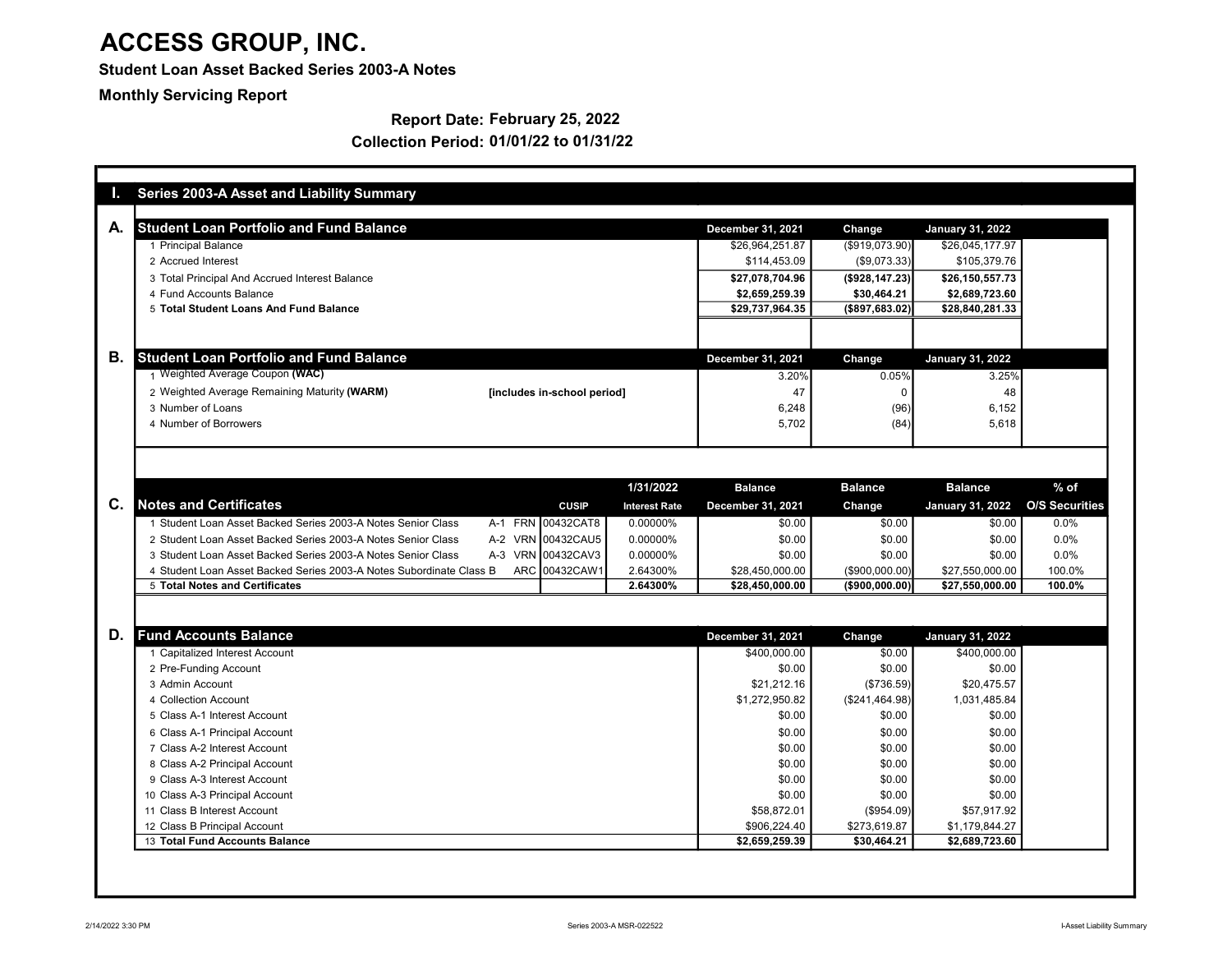# ACCESS GROUP, INC.

**Student Loan Asset Backed Series 2003-A Notes**

**Monthly Servicing Report**

**Report Date: February 25, 2022**

**Collection Period: 01/01/22 to 01/31/22**

## I. Series 2003-A Asset and Liability Summary

### A. Student Loan Portfolio and Fund Balance

| | December 31, 2021 | Change | January 31, 2022 |
|---|---|---|---|
| 1 Principal Balance | $26,964,251.87 | ($919,073.90) | $26,045,177.97 |
| 2 Accrued Interest | $114,453.09 | ($9,073.33) | $105,379.76 |
| 3 Total Principal And Accrued Interest Balance | **$27,078,704.96** | **($928,147.23)** | **$26,150,557.73** |
| 4 Fund Accounts Balance | **$2,659,259.39** | **$30,464.21** | **$2,689,723.60** |
| 5 **Total Student Loans And Fund Balance** | **$29,737,964.35** | **($897,683.02)** | **$28,840,281.33** |

### B. Student Loan Portfolio and Fund Balance

| | | December 31, 2021 | Change | January 31, 2022 |
|---|---|---|---|---|
| 1 Weighted Average Coupon **(WAC)** | | 3.20% | 0.05% | 3.25% |
| 2 Weighted Average Remaining Maturity **(WARM)** | **[includes in-school period]** | 47 | 0 | 48 |
| 3 Number of Loans | | 6,248 | (96) | 6,152 |
| 4 Number of Borrowers | | 5,702 | (84) | 5,618 |

### C. Notes and Certificates

| | | CUSIP | 1/31/2022 Interest Rate | Balance December 31, 2021 | Balance Change | Balance January 31, 2022 | % of O/S Securities |
|---|---|---|---|---|---|---|---|
| 1 Student Loan Asset Backed Series 2003-A Notes Senior Class | A-1 FRN | 00432CAT8 | 0.00000% | $0.00 | $0.00 | $0.00 | 0.0% |
| 2 Student Loan Asset Backed Series 2003-A Notes Senior Class | A-2 VRN | 00432CAU5 | 0.00000% | $0.00 | $0.00 | $0.00 | 0.0% |
| 3 Student Loan Asset Backed Series 2003-A Notes Senior Class | A-3 VRN | 00432CAV3 | 0.00000% | $0.00 | $0.00 | $0.00 | 0.0% |
| 4 Student Loan Asset Backed Series 2003-A Notes Subordinate Class B | ARC | 00432CAW1 | 2.64300% | $28,450,000.00 | ($900,000.00) | $27,550,000.00 | 100.0% |
| 5 **Total Notes and Certificates** | | | **2.64300%** | **$28,450,000.00** | **($900,000.00)** | **$27,550,000.00** | **100.0%** |

### D. Fund Accounts Balance

| | December 31, 2021 | Change | January 31, 2022 |
|---|---|---|---|
| 1 Capitalized Interest Account | $400,000.00 | $0.00 | $400,000.00 |
| 2 Pre-Funding Account | $0.00 | $0.00 | $0.00 |
| 3 Admin Account | $21,212.16 | ($736.59) | $20,475.57 |
| 4 Collection Account | $1,272,950.82 | ($241,464.98) | 1,031,485.84 |
| 5 Class A-1 Interest Account | $0.00 | $0.00 | $0.00 |
| 6 Class A-1 Principal Account | $0.00 | $0.00 | $0.00 |
| 7 Class A-2 Interest Account | $0.00 | $0.00 | $0.00 |
| 8 Class A-2 Principal Account | $0.00 | $0.00 | $0.00 |
| 9 Class A-3 Interest Account | $0.00 | $0.00 | $0.00 |
| 10 Class A-3 Principal Account | $0.00 | $0.00 | $0.00 |
| 11 Class B Interest Account | $58,872.01 | ($954.09) | $57,917.92 |
| 12 Class B Principal Account | $906,224.40 | $273,619.87 | $1,179,844.27 |
| 13 **Total Fund Accounts Balance** | **$2,659,259.39** | **$30,464.21** | **$2,689,723.60** |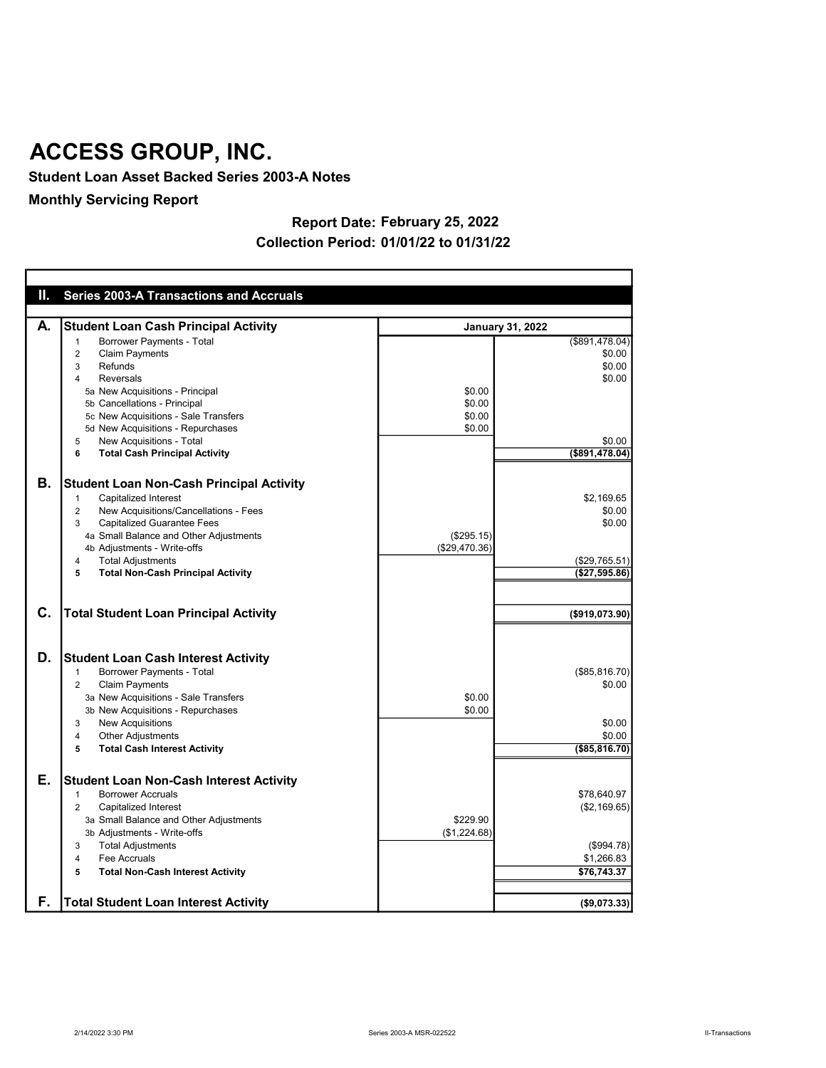# ACCESS GROUP, INC.

**Student Loan Asset Backed Series 2003-A Notes**

**Monthly Servicing Report**

**Report Date: February 25, 2022**

**Collection Period: 01/01/22 to 01/31/22**

## II. Series 2003-A Transactions and Accruals

| | | | January 31, 2022 |
|---|---|---|---|
| **A.** | **Student Loan Cash Principal Activity** | | |
| | 1 Borrower Payments - Total | | ($891,478.04) |
| | 2 Claim Payments | | $0.00 |
| | 3 Refunds | | $0.00 |
| | 4 Reversals | | $0.00 |
| | 5a New Acquisitions - Principal | $0.00 | |
| | 5b Cancellations - Principal | $0.00 | |
| | 5c New Acquisitions - Sale Transfers | $0.00 | |
| | 5d New Acquisitions - Repurchases | $0.00 | |
| | 5 New Acquisitions - Total | | $0.00 |
| | **6 Total Cash Principal Activity** | | **($891,478.04)** |
| **B.** | **Student Loan Non-Cash Principal Activity** | | |
| | 1 Capitalized Interest | | $2,169.65 |
| | 2 New Acquisitions/Cancellations - Fees | | $0.00 |
| | 3 Capitalized Guarantee Fees | | $0.00 |
| | 4a Small Balance and Other Adjustments | ($295.15) | |
| | 4b Adjustments - Write-offs | ($29,470.36) | |
| | 4 Total Adjustments | | ($29,765.51) |
| | **5 Total Non-Cash Principal Activity** | | **($27,595.86)** |
| **C.** | **Total Student Loan Principal Activity** | | **($919,073.90)** |
| **D.** | **Student Loan Cash Interest Activity** | | |
| | 1 Borrower Payments - Total | | ($85,816.70) |
| | 2 Claim Payments | | $0.00 |
| | 3a New Acquisitions - Sale Transfers | $0.00 | |
| | 3b New Acquisitions - Repurchases | $0.00 | |
| | 3 New Acquisitions | | $0.00 |
| | 4 Other Adjustments | | $0.00 |
| | **5 Total Cash Interest Activity** | | **($85,816.70)** |
| **E.** | **Student Loan Non-Cash Interest Activity** | | |
| | 1 Borrower Accruals | | $78,640.97 |
| | 2 Capitalized Interest | | ($2,169.65) |
| | 3a Small Balance and Other Adjustments | $229.90 | |
| | 3b Adjustments - Write-offs | ($1,224.68) | |
| | 3 Total Adjustments | | ($994.78) |
| | 4 Fee Accruals | | $1,266.83 |
| | **5 Total Non-Cash Interest Activity** | | **$76,743.37** |
| **F.** | **Total Student Loan Interest Activity** | | **($9,073.33)** |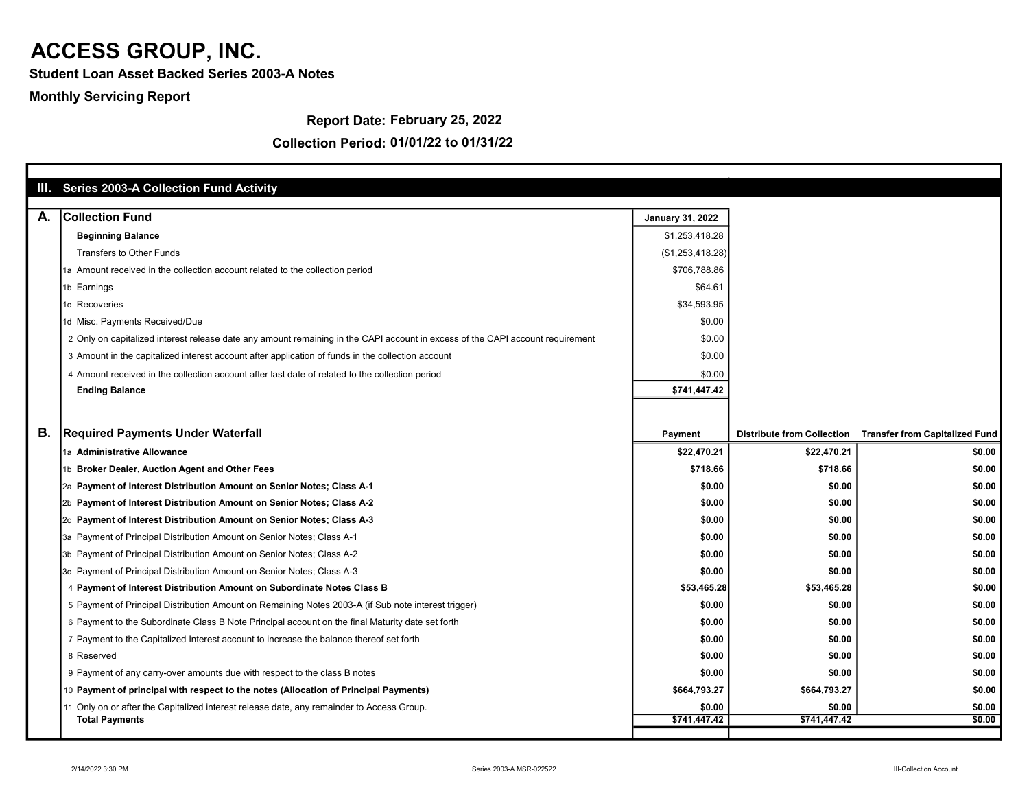# ACCESS GROUP, INC.

**Student Loan Asset Backed Series 2003-A Notes**

**Monthly Servicing Report**

**Report Date: February 25, 2022**

**Collection Period: 01/01/22 to 01/31/22**

## III. Series 2003-A Collection Fund Activity

| A. | Collection Fund | January 31, 2022 |
|---|---|---|
| | **Beginning Balance** | $1,253,418.28 |
| | Transfers to Other Funds | ($1,253,418.28) |
| 1a | Amount received in the collection account related to the collection period | $706,788.86 |
| 1b | Earnings | $64.61 |
| 1c | Recoveries | $34,593.95 |
| 1d | Misc. Payments Received/Due | $0.00 |
| 2 | Only on capitalized interest release date any amount remaining in the CAPI account in excess of the CAPI account requirement | $0.00 |
| 3 | Amount in the capitalized interest account after application of funds in the collection account | $0.00 |
| 4 | Amount received in the collection account after last date of related to the collection period | $0.00 |
| | **Ending Balance** | **$741,447.42** |

| B. | Required Payments Under Waterfall | Payment | Distribute from Collection | Transfer from Capitalized Fund |
|---|---|---|---|---|
| 1a | **Administrative Allowance** | **$22,470.21** | **$22,470.21** | **$0.00** |
| 1b | **Broker Dealer, Auction Agent and Other Fees** | **$718.66** | **$718.66** | **$0.00** |
| 2a | **Payment of Interest Distribution Amount on Senior Notes; Class A-1** | **$0.00** | **$0.00** | **$0.00** |
| 2b | **Payment of Interest Distribution Amount on Senior Notes; Class A-2** | **$0.00** | **$0.00** | **$0.00** |
| 2c | **Payment of Interest Distribution Amount on Senior Notes; Class A-3** | **$0.00** | **$0.00** | **$0.00** |
| 3a | Payment of Principal Distribution Amount on Senior Notes; Class A-1 | **$0.00** | **$0.00** | **$0.00** |
| 3b | Payment of Principal Distribution Amount on Senior Notes; Class A-2 | **$0.00** | **$0.00** | **$0.00** |
| 3c | Payment of Principal Distribution Amount on Senior Notes; Class A-3 | **$0.00** | **$0.00** | **$0.00** |
| 4 | **Payment of Interest Distribution Amount on Subordinate Notes Class B** | **$53,465.28** | **$53,465.28** | **$0.00** |
| 5 | Payment of Principal Distribution Amount on Remaining Notes 2003-A (if Sub note interest trigger) | **$0.00** | **$0.00** | **$0.00** |
| 6 | Payment to the Subordinate Class B Note Principal account on the final Maturity date set forth | **$0.00** | **$0.00** | **$0.00** |
| 7 | Payment to the Capitalized Interest account to increase the balance thereof set forth | **$0.00** | **$0.00** | **$0.00** |
| 8 | Reserved | **$0.00** | **$0.00** | **$0.00** |
| 9 | Payment of any carry-over amounts due with respect to the class B notes | **$0.00** | **$0.00** | **$0.00** |
| 10 | **Payment of principal with respect to the notes (Allocation of Principal Payments)** | **$664,793.27** | **$664,793.27** | **$0.00** |
| 11 | Only on or after the Capitalized interest release date, any remainder to Access Group. | **$0.00** | **$0.00** | **$0.00** |
| | **Total Payments** | **$741,447.42** | **$741,447.42** | **$0.00** |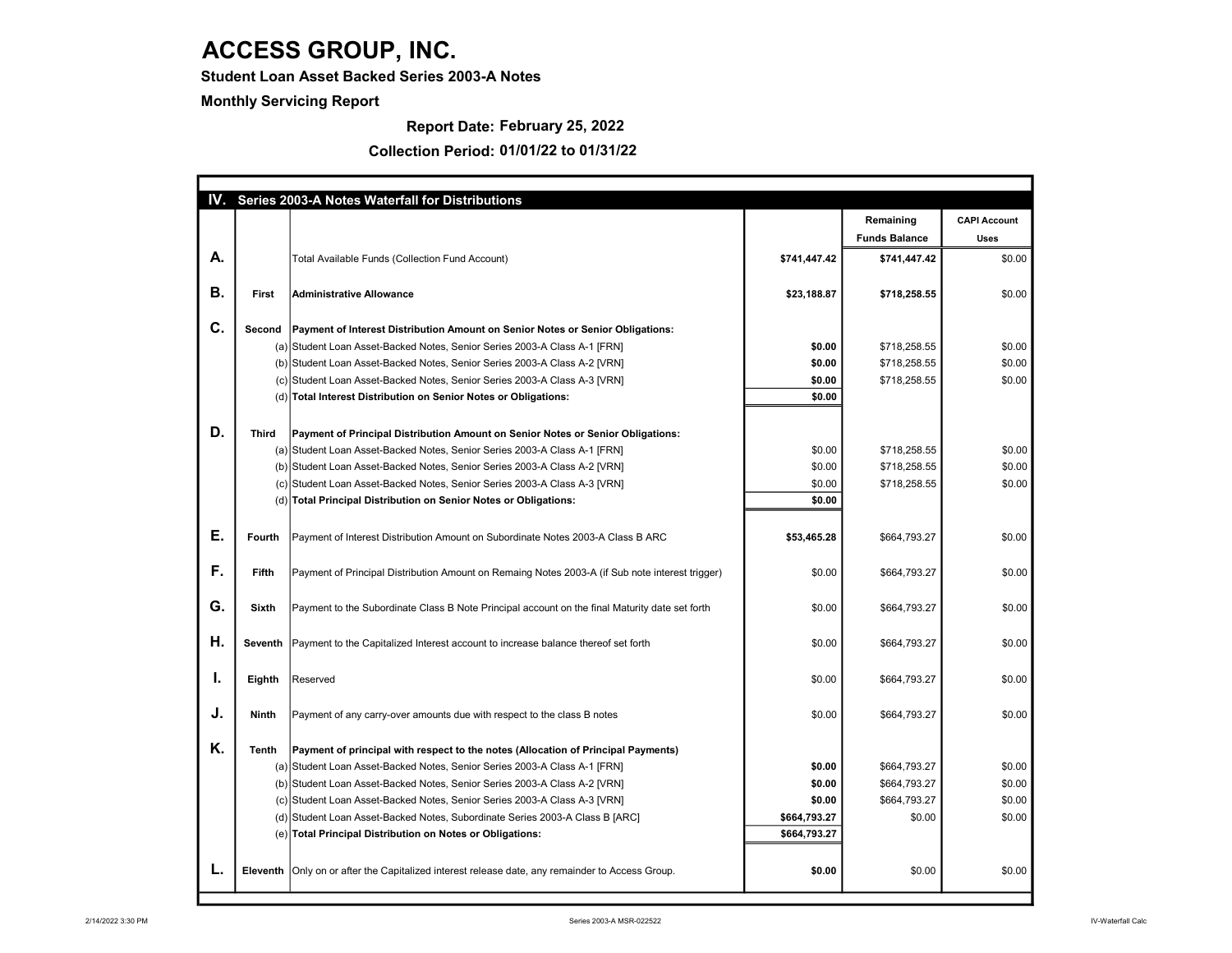# ACCESS GROUP, INC.

**Student Loan Asset Backed Series 2003-A Notes**

**Monthly Servicing Report**

**Report Date: February 25, 2022**

**Collection Period: 01/01/22 to 01/31/22**

## IV. Series 2003-A Notes Waterfall for Distributions

| | | | | Remaining Funds Balance | CAPI Account Uses |
|---|---|---|---|---|---|
| **A.** | | Total Available Funds (Collection Fund Account) | **$741,447.42** | **$741,447.42** | $0.00 |
| **B.** | **First** | **Administrative Allowance** | **$23,188.87** | **$718,258.55** | $0.00 |
| **C.** | **Second** | **Payment of Interest Distribution Amount on Senior Notes or Senior Obligations:** | | | |
| | (a) | Student Loan Asset-Backed Notes, Senior Series 2003-A Class A-1 [FRN] | **$0.00** | $718,258.55 | $0.00 |
| | (b) | Student Loan Asset-Backed Notes, Senior Series 2003-A Class A-2 [VRN] | **$0.00** | $718,258.55 | $0.00 |
| | (c) | Student Loan Asset-Backed Notes, Senior Series 2003-A Class A-3 [VRN] | **$0.00** | $718,258.55 | $0.00 |
| | (d) | **Total Interest Distribution on Senior Notes or Obligations:** | **$0.00** | | |
| **D.** | **Third** | **Payment of Principal Distribution Amount on Senior Notes or Senior Obligations:** | | | |
| | (a) | Student Loan Asset-Backed Notes, Senior Series 2003-A Class A-1 [FRN] | $0.00 | $718,258.55 | $0.00 |
| | (b) | Student Loan Asset-Backed Notes, Senior Series 2003-A Class A-2 [VRN] | $0.00 | $718,258.55 | $0.00 |
| | (c) | Student Loan Asset-Backed Notes, Senior Series 2003-A Class A-3 [VRN] | $0.00 | $718,258.55 | $0.00 |
| | (d) | **Total Principal Distribution on Senior Notes or Obligations:** | **$0.00** | | |
| **E.** | **Fourth** | Payment of Interest Distribution Amount on Subordinate Notes 2003-A Class B ARC | **$53,465.28** | $664,793.27 | $0.00 |
| **F.** | **Fifth** | Payment of Principal Distribution Amount on Remaing Notes 2003-A (if Sub note interest trigger) | $0.00 | $664,793.27 | $0.00 |
| **G.** | **Sixth** | Payment to the Subordinate Class B Note Principal account on the final Maturity date set forth | $0.00 | $664,793.27 | $0.00 |
| **H.** | **Seventh** | Payment to the Capitalized Interest account to increase balance thereof set forth | $0.00 | $664,793.27 | $0.00 |
| **I.** | **Eighth** | Reserved | $0.00 | $664,793.27 | $0.00 |
| **J.** | **Ninth** | Payment of any carry-over amounts due with respect to the class B notes | $0.00 | $664,793.27 | $0.00 |
| **K.** | **Tenth** | **Payment of principal with respect to the notes (Allocation of Principal Payments)** | | | |
| | (a) | Student Loan Asset-Backed Notes, Senior Series 2003-A Class A-1 [FRN] | **$0.00** | $664,793.27 | $0.00 |
| | (b) | Student Loan Asset-Backed Notes, Senior Series 2003-A Class A-2 [VRN] | **$0.00** | $664,793.27 | $0.00 |
| | (c) | Student Loan Asset-Backed Notes, Senior Series 2003-A Class A-3 [VRN] | **$0.00** | $664,793.27 | $0.00 |
| | (d) | Student Loan Asset-Backed Notes, Subordinate Series 2003-A Class B [ARC] | **$664,793.27** | $0.00 | $0.00 |
| | (e) | **Total Principal Distribution on Notes or Obligations:** | **$664,793.27** | | |
| **L.** | **Eleventh** | Only on or after the Capitalized interest release date, any remainder to Access Group. | **$0.00** | $0.00 | $0.00 |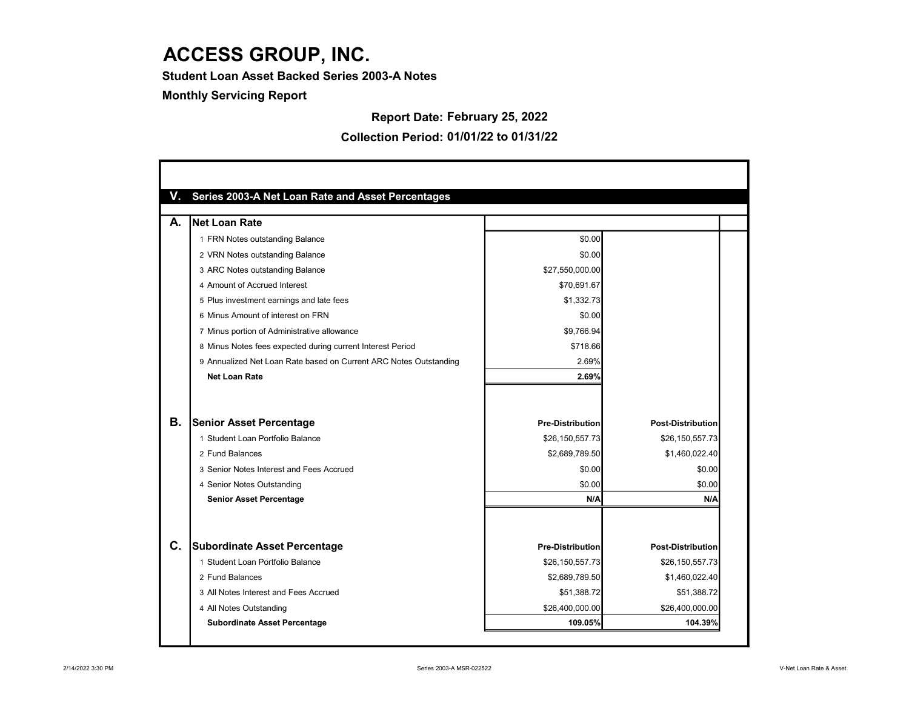// ACCESS GROUP, INC.

**Student Loan Asset Backed Series 2003-A Notes**

**Monthly Servicing Report**

**Report Date: February 25, 2022**

**Collection Period: 01/01/22 to 01/31/22**

## V. Series 2003-A Net Loan Rate and Asset Percentages

### A. Net Loan Rate

| | | |
|---|---|---|
| 1 FRN Notes outstanding Balance | $0.00 | |
| 2 VRN Notes outstanding Balance | $0.00 | |
| 3 ARC Notes outstanding Balance | $27,550,000.00 | |
| 4 Amount of Accrued Interest | $70,691.67 | |
| 5 Plus investment earnings and late fees | $1,332.73 | |
| 6 Minus Amount of interest on FRN | $0.00 | |
| 7 Minus portion of Administrative allowance | $9,766.94 | |
| 8 Minus Notes fees expected during current Interest Period | $718.66 | |
| 9 Annualized Net Loan Rate based on Current ARC Notes Outstanding | 2.69% | |
| **Net Loan Rate** | **2.69%** | |

### B. Senior Asset Percentage

| | Pre-Distribution | Post-Distribution |
|---|---|---|
| 1 Student Loan Portfolio Balance | $26,150,557.73 | $26,150,557.73 |
| 2 Fund Balances | $2,689,789.50 | $1,460,022.40 |
| 3 Senior Notes Interest and Fees Accrued | $0.00 | $0.00 |
| 4 Senior Notes Outstanding | $0.00 | $0.00 |
| **Senior Asset Percentage** | **N/A** | **N/A** |

### C. Subordinate Asset Percentage

| | Pre-Distribution | Post-Distribution |
|---|---|---|
| 1 Student Loan Portfolio Balance | $26,150,557.73 | $26,150,557.73 |
| 2 Fund Balances | $2,689,789.50 | $1,460,022.40 |
| 3 All Notes Interest and Fees Accrued | $51,388.72 | $51,388.72 |
| 4 All Notes Outstanding | $26,400,000.00 | $26,400,000.00 |
| **Subordinate Asset Percentage** | **109.05%** | **104.39%** |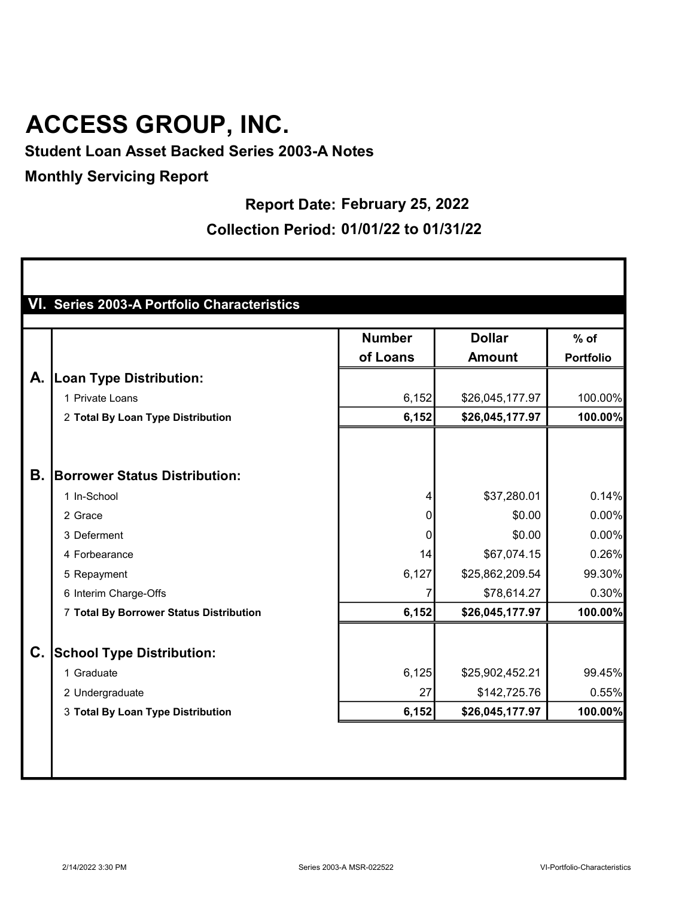# ACCESS GROUP, INC.

**Student Loan Asset Backed Series 2003-A Notes**

**Monthly Servicing Report**

**Report Date: February 25, 2022**

**Collection Period: 01/01/22 to 01/31/22**

## VI. Series 2003-A Portfolio Characteristics

| | | Number of Loans | Dollar Amount | % of Portfolio |
|---|---|---|---|---|
| **A.** | **Loan Type Distribution:** | | | |
| | 1 Private Loans | 6,152 | $26,045,177.97 | 100.00% |
| | 2 **Total By Loan Type Distribution** | **6,152** | **$26,045,177.97** | **100.00%** |
| **B.** | **Borrower Status Distribution:** | | | |
| | 1 In-School | 4 | $37,280.01 | 0.14% |
| | 2 Grace | 0 | $0.00 | 0.00% |
| | 3 Deferment | 0 | $0.00 | 0.00% |
| | 4 Forbearance | 14 | $67,074.15 | 0.26% |
| | 5 Repayment | 6,127 | $25,862,209.54 | 99.30% |
| | 6 Interim Charge-Offs | 7 | $78,614.27 | 0.30% |
| | 7 **Total By Borrower Status Distribution** | **6,152** | **$26,045,177.97** | **100.00%** |
| **C.** | **School Type Distribution:** | | | |
| | 1 Graduate | 6,125 | $25,902,452.21 | 99.45% |
| | 2 Undergraduate | 27 | $142,725.76 | 0.55% |
| | 3 **Total By Loan Type Distribution** | **6,152** | **$26,045,177.97** | **100.00%** |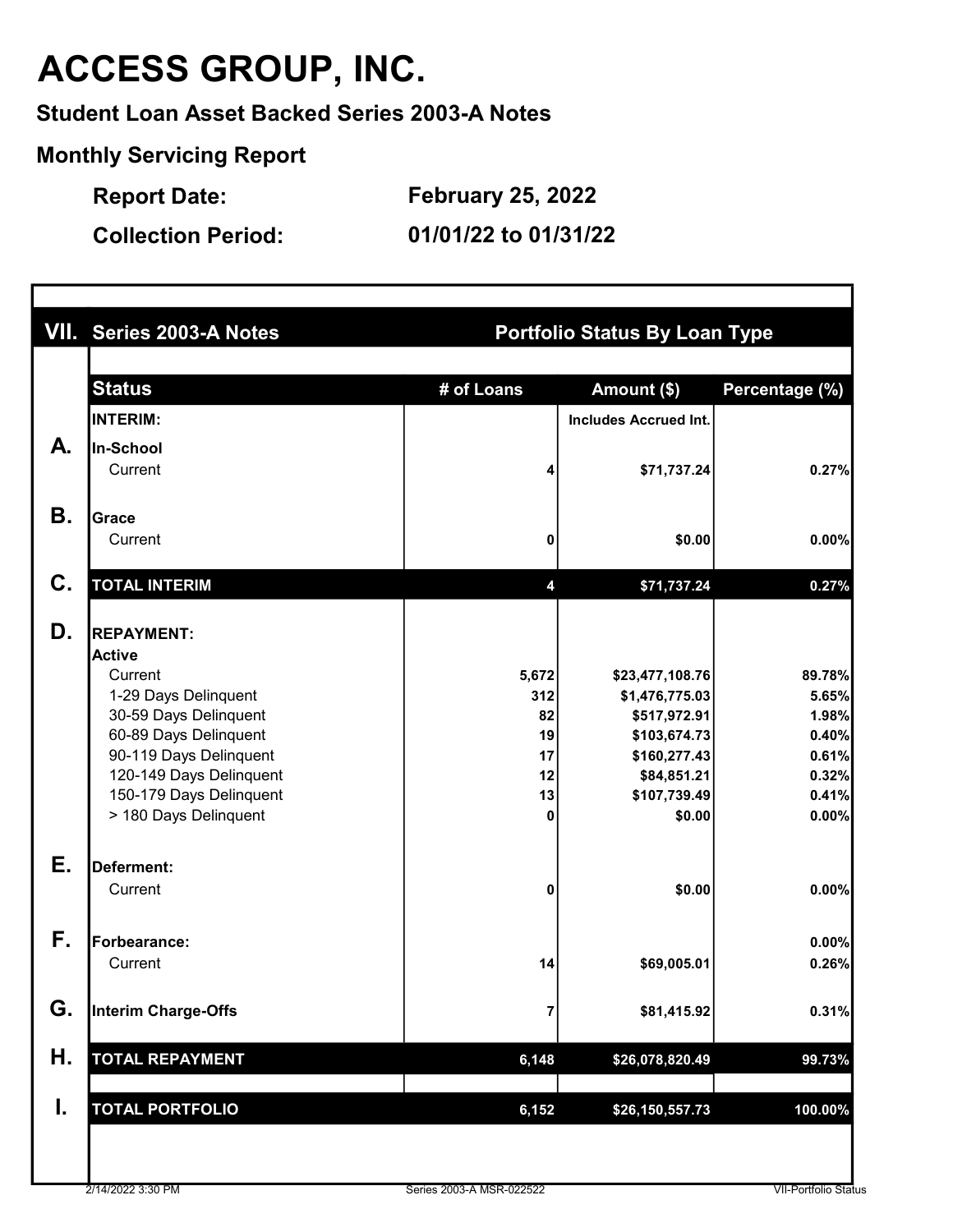# ACCESS GROUP, INC.

**Student Loan Asset Backed Series 2003-A Notes**

**Monthly Servicing Report**

**Report Date:** February 25, 2022

**Collection Period:** 01/01/22 to 01/31/22

| VII. | Series 2003-A Notes | Portfolio Status By Loan Type | | |
|---|---|---|---|---|
| | **Status** | **# of Loans** | **Amount ($)** | **Percentage (%)** |
| | **INTERIM:** | | Includes Accrued Int. | |
| **A.** | **In-School** | | | |
| | Current | 4 | $71,737.24 | 0.27% |
| **B.** | **Grace** | | | |
| | Current | 0 | $0.00 | 0.00% |
| **C.** | **TOTAL INTERIM** | 4 | $71,737.24 | 0.27% |
| **D.** | **REPAYMENT:** | | | |
| | **Active** | | | |
| | Current | 5,672 | $23,477,108.76 | 89.78% |
| | 1-29 Days Delinquent | 312 | $1,476,775.03 | 5.65% |
| | 30-59 Days Delinquent | 82 | $517,972.91 | 1.98% |
| | 60-89 Days Delinquent | 19 | $103,674.73 | 0.40% |
| | 90-119 Days Delinquent | 17 | $160,277.43 | 0.61% |
| | 120-149 Days Delinquent | 12 | $84,851.21 | 0.32% |
| | 150-179 Days Delinquent | 13 | $107,739.49 | 0.41% |
| | > 180 Days Delinquent | 0 | $0.00 | 0.00% |
| **E.** | **Deferment:** | | | |
| | Current | 0 | $0.00 | 0.00% |
| **F.** | **Forbearance:** | | | 0.00% |
| | Current | 14 | $69,005.01 | 0.26% |
| **G.** | **Interim Charge-Offs** | 7 | $81,415.92 | 0.31% |
| **H.** | **TOTAL REPAYMENT** | 6,148 | $26,078,820.49 | 99.73% |
| **I.** | **TOTAL PORTFOLIO** | 6,152 | $26,150,557.73 | 100.00% |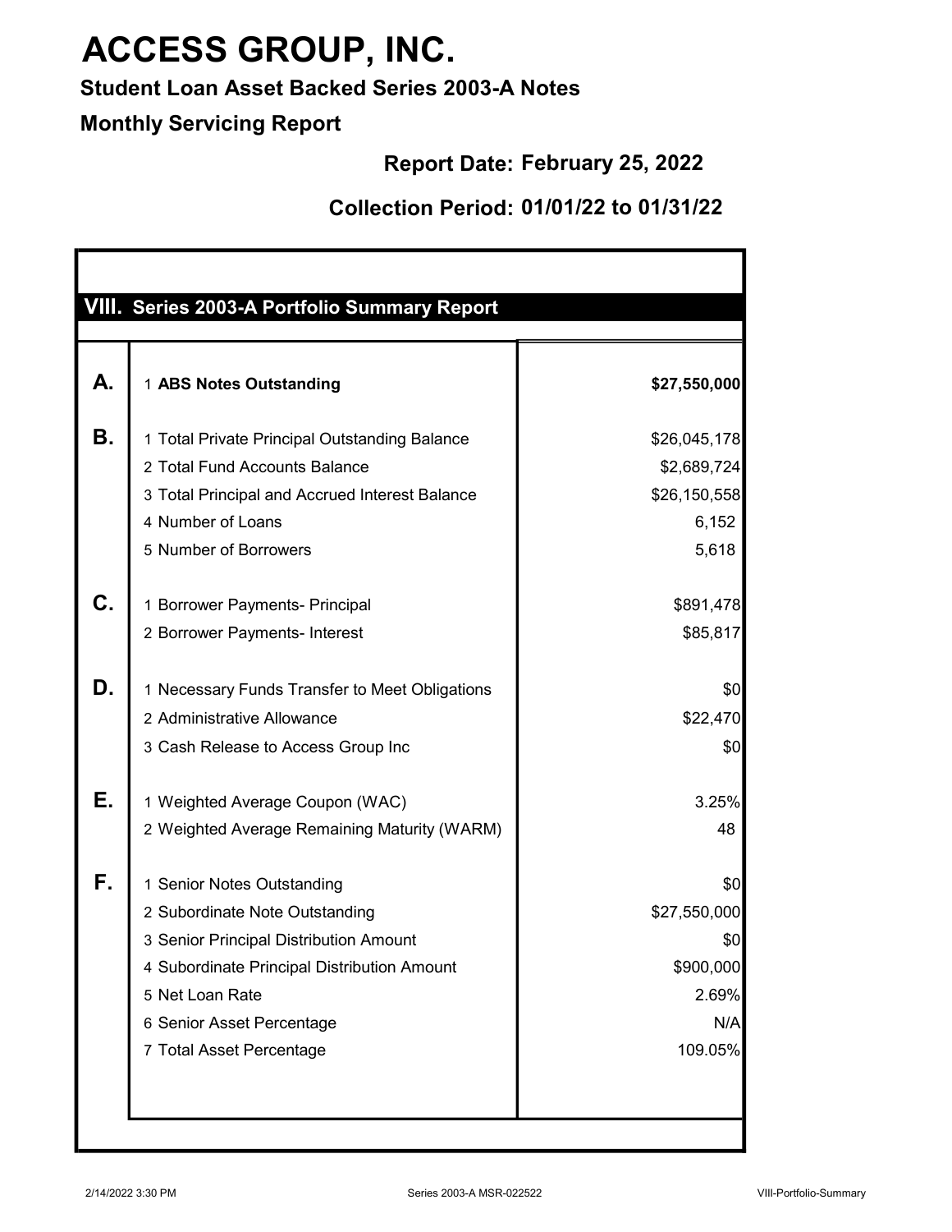# ACCESS GROUP, INC.

**Student Loan Asset Backed Series 2003-A Notes**

**Monthly Servicing Report**

**Report Date: February 25, 2022**

**Collection Period: 01/01/22 to 01/31/22**

## VIII. Series 2003-A Portfolio Summary Report

| | | |
|---|---|---|
| **A.** | 1 **ABS Notes Outstanding** | **$27,550,000** |
| **B.** | 1 Total Private Principal Outstanding Balance | $26,045,178 |
| | 2 Total Fund Accounts Balance | $2,689,724 |
| | 3 Total Principal and Accrued Interest Balance | $26,150,558 |
| | 4 Number of Loans | 6,152 |
| | 5 Number of Borrowers | 5,618 |
| **C.** | 1 Borrower Payments- Principal | $891,478 |
| | 2 Borrower Payments- Interest | $85,817 |
| **D.** | 1 Necessary Funds Transfer to Meet Obligations | $0 |
| | 2 Administrative Allowance | $22,470 |
| | 3 Cash Release to Access Group Inc | $0 |
| **E.** | 1 Weighted Average Coupon (WAC) | 3.25% |
| | 2 Weighted Average Remaining Maturity (WARM) | 48 |
| **F.** | 1 Senior Notes Outstanding | $0 |
| | 2 Subordinate Note Outstanding | $27,550,000 |
| | 3 Senior Principal Distribution Amount | $0 |
| | 4 Subordinate Principal Distribution Amount | $900,000 |
| | 5 Net Loan Rate | 2.69% |
| | 6 Senior Asset Percentage | N/A |
| | 7 Total Asset Percentage | 109.05% |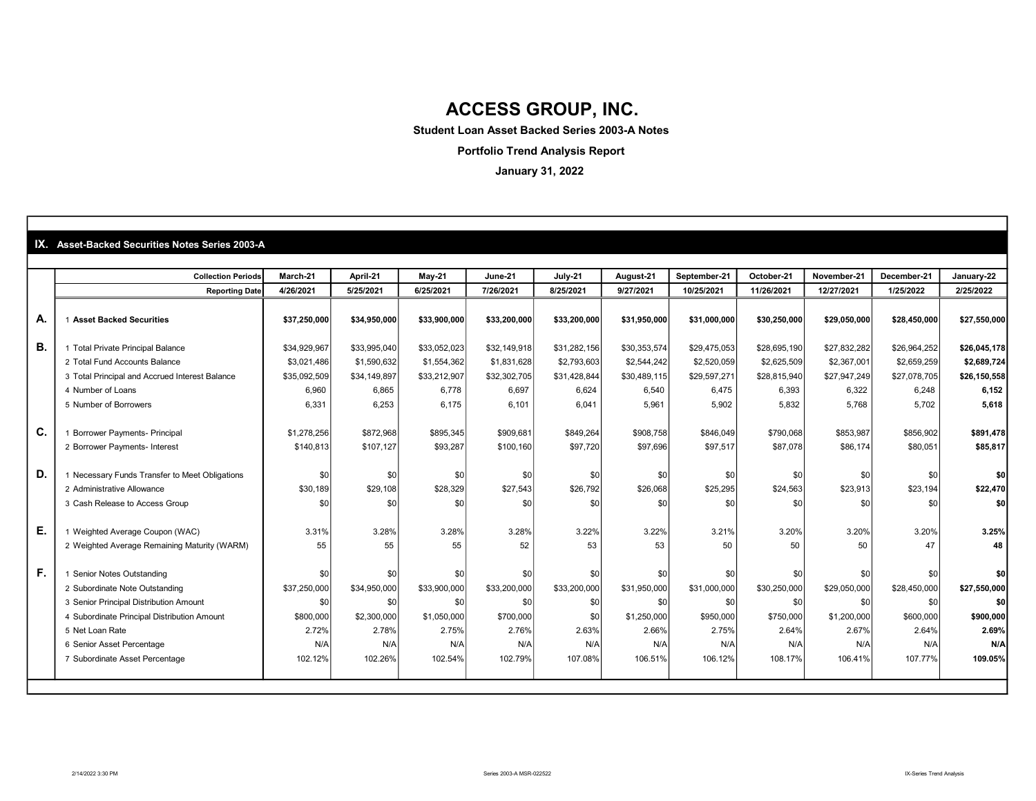# ACCESS GROUP, INC.

**Student Loan Asset Backed Series 2003-A Notes**

**Portfolio Trend Analysis Report**

**January 31, 2022**

## IX. Asset-Backed Securities Notes Series 2003-A

| | Collection Periods | March-21 | April-21 | May-21 | June-21 | July-21 | August-21 | September-21 | October-21 | November-21 | December-21 | January-22 |
|---|---|---|---|---|---|---|---|---|---|---|---|---|
| | Reporting Date | 4/26/2021 | 5/25/2021 | 6/25/2021 | 7/26/2021 | 8/25/2021 | 9/27/2021 | 10/25/2021 | 11/26/2021 | 12/27/2021 | 1/25/2022 | 2/25/2022 |
| **A.** | 1 **Asset Backed Securities** | **$37,250,000** | **$34,950,000** | **$33,900,000** | **$33,200,000** | **$33,200,000** | **$31,950,000** | **$31,000,000** | **$30,250,000** | **$29,050,000** | **$28,450,000** | **$27,550,000** |
| **B.** | 1 Total Private Principal Balance | $34,929,967 | $33,995,040 | $33,052,023 | $32,149,918 | $31,282,156 | $30,353,574 | $29,475,053 | $28,695,190 | $27,832,282 | $26,964,252 | **$26,045,178** |
| | 2 Total Fund Accounts Balance | $3,021,486 | $1,590,632 | $1,554,362 | $1,831,628 | $2,793,603 | $2,544,242 | $2,520,059 | $2,625,509 | $2,367,001 | $2,659,259 | **$2,689,724** |
| | 3 Total Principal and Accrued Interest Balance | $35,092,509 | $34,149,897 | $33,212,907 | $32,302,705 | $31,428,844 | $30,489,115 | $29,597,271 | $28,815,940 | $27,947,249 | $27,078,705 | **$26,150,558** |
| | 4 Number of Loans | 6,960 | 6,865 | 6,778 | 6,697 | 6,624 | 6,540 | 6,475 | 6,393 | 6,322 | 6,248 | **6,152** |
| | 5 Number of Borrowers | 6,331 | 6,253 | 6,175 | 6,101 | 6,041 | 5,961 | 5,902 | 5,832 | 5,768 | 5,702 | **5,618** |
| **C.** | 1 Borrower Payments- Principal | $1,278,256 | $872,968 | $895,345 | $909,681 | $849,264 | $908,758 | $846,049 | $790,068 | $853,987 | $856,902 | **$891,478** |
| | 2 Borrower Payments- Interest | $140,813 | $107,127 | $93,287 | $100,160 | $97,720 | $97,696 | $97,517 | $87,078 | $86,174 | $80,051 | **$85,817** |
| **D.** | 1 Necessary Funds Transfer to Meet Obligations | $0 | $0 | $0 | $0 | $0 | $0 | $0 | $0 | $0 | $0 | **$0** |
| | 2 Administrative Allowance | $30,189 | $29,108 | $28,329 | $27,543 | $26,792 | $26,068 | $25,295 | $24,563 | $23,913 | $23,194 | **$22,470** |
| | 3 Cash Release to Access Group | $0 | $0 | $0 | $0 | $0 | $0 | $0 | $0 | $0 | $0 | **$0** |
| **E.** | 1 Weighted Average Coupon (WAC) | 3.31% | 3.28% | 3.28% | 3.28% | 3.22% | 3.22% | 3.21% | 3.20% | 3.20% | 3.20% | **3.25%** |
| | 2 Weighted Average Remaining Maturity (WARM) | 55 | 55 | 55 | 52 | 53 | 53 | 50 | 50 | 50 | 47 | **48** |
| **F.** | 1 Senior Notes Outstanding | $0 | $0 | $0 | $0 | $0 | $0 | $0 | $0 | $0 | $0 | **$0** |
| | 2 Subordinate Note Outstanding | $37,250,000 | $34,950,000 | $33,900,000 | $33,200,000 | $33,200,000 | $31,950,000 | $31,000,000 | $30,250,000 | $29,050,000 | $28,450,000 | **$27,550,000** |
| | 3 Senior Principal Distribution Amount | $0 | $0 | $0 | $0 | $0 | $0 | $0 | $0 | $0 | $0 | **$0** |
| | 4 Subordinate Principal Distribution Amount | $800,000 | $2,300,000 | $1,050,000 | $700,000 | $0 | $1,250,000 | $950,000 | $750,000 | $1,200,000 | $600,000 | **$900,000** |
| | 5 Net Loan Rate | 2.72% | 2.78% | 2.75% | 2.76% | 2.63% | 2.66% | 2.75% | 2.64% | 2.67% | 2.64% | **2.69%** |
| | 6 Senior Asset Percentage | N/A | N/A | N/A | N/A | N/A | N/A | N/A | N/A | N/A | N/A | **N/A** |
| | 7 Subordinate Asset Percentage | 102.12% | 102.26% | 102.54% | 102.79% | 107.08% | 106.51% | 106.12% | 108.17% | 106.41% | 107.77% | **109.05%** |